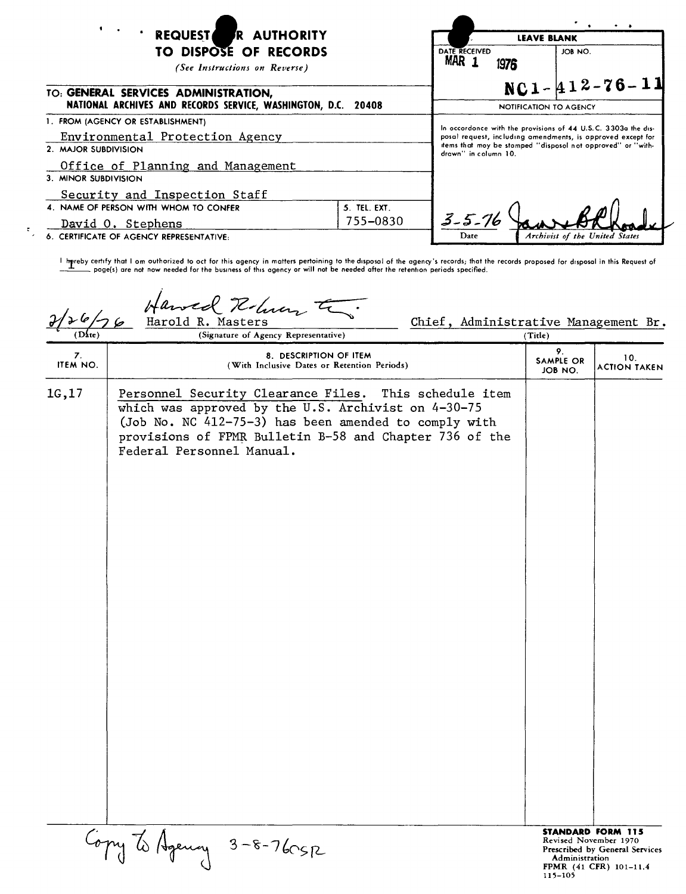# REQUEST FOR AUTHORITY TO DISPOSE OF RECORDS

*(See Instructions on Reverse)*

| LEAVE BLANK | |
|---|---|
| DATE RECEIVED: MAR 1 1976 | JOB NO.: NC1-412-76-11 |

**NOTIFICATION TO AGENCY**

In accordance with the provisions of 44 U.S.C. 3303a the disposal request, including amendments, is approved except for items that may be stamped "disposal not approved" or "withdrawn" in column 10.

3-5-76 — James B. Rhoads
Date — Archivist of the United States

**TO: GENERAL SERVICES ADMINISTRATION, NATIONAL ARCHIVES AND RECORDS SERVICE, WASHINGTON, D.C. 20408**

1. FROM (AGENCY OR ESTABLISHMENT): Environmental Protection Agency
2. MAJOR SUBDIVISION: Office of Planning and Management
3. MINOR SUBDIVISION: Security and Inspection Staff
4. NAME OF PERSON WITH WHOM TO CONFER: David O. Stephens
5. TEL. EXT.: 755-0830
6. CERTIFICATE OF AGENCY REPRESENTATIVE:

I hereby certify that I am authorized to act for this agency in matters pertaining to the disposal of the agency's records; that the records proposed for disposal in this Request of 1 page(s) are not now needed for the business of this agency or will not be needed after the retention periods specified.

2/26/76 — Harold R. Masters — Chief, Administrative Management Br.
(Date) — (Signature of Agency Representative) — (Title)

| 7. ITEM NO. | 8. DESCRIPTION OF ITEM (With Inclusive Dates or Retention Periods) | 9. SAMPLE OR JOB NO. | 10. ACTION TAKEN |
|---|---|---|---|
| 1G,17 | Personnel Security Clearance Files. This schedule item which was approved by the U.S. Archivist on 4-30-75 (Job No. NC 412-75-3) has been amended to comply with provisions of FPMR Bulletin B-58 and Chapter 736 of the Federal Personnel Manual. | | |

Copy to Agency 3-8-76 CSR

**STANDARD FORM 115**
Revised November 1970
Prescribed by General Services Administration
FPMR (41 CFR) 101-11.4
115-105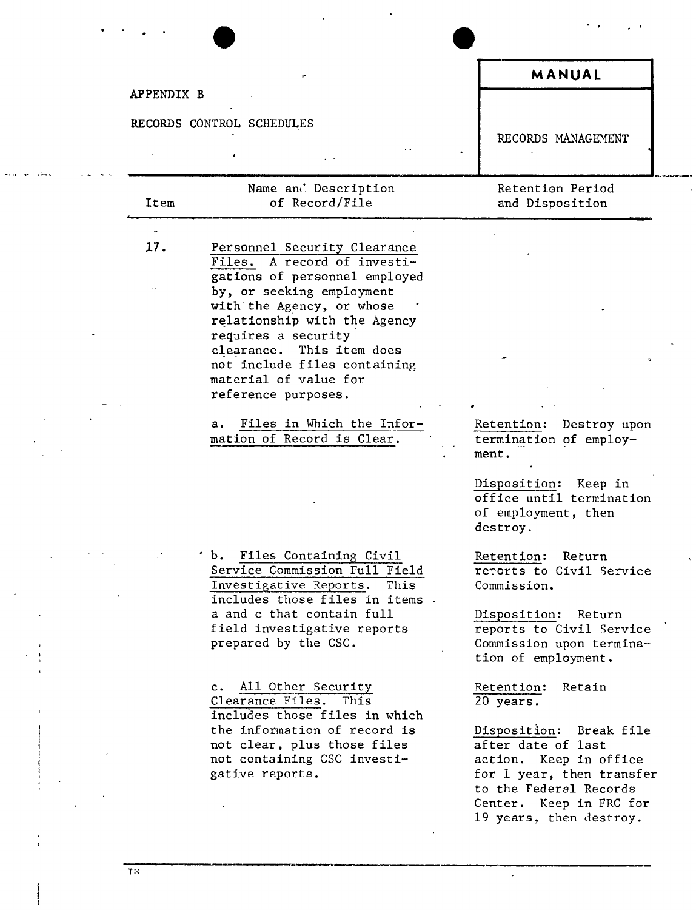APPENDIX B

RECORDS CONTROL SCHEDULES

**MANUAL**

RECORDS MANAGEMENT

| Item | Name and Description of Record/File | Retention Period and Disposition |
|---|---|---|
| 17. | Personnel Security Clearance Files. A record of investigations of personnel employed by, or seeking employment with the Agency, or whose relationship with the Agency requires a security clearance. This item does not include files containing material of value for reference purposes. | |
| | a. Files in Which the Information of Record is Clear. | Retention: Destroy upon termination of employment. Disposition: Keep in office until termination of employment, then destroy. |
| | b. Files Containing Civil Service Commission Full Field Investigative Reports. This includes those files in items a and c that contain full field investigative reports prepared by the CSC. | Retention: Return reports to Civil Service Commission. Disposition: Return reports to Civil Service Commission upon termination of employment. |
| | c. All Other Security Clearance Files. This includes those files in which the information of record is not clear, plus those files not containing CSC investigative reports. | Retention: Retain 20 years. Disposition: Break file after date of last action. Keep in office for 1 year, then transfer to the Federal Records Center. Keep in FRC for 19 years, then destroy. |

TN